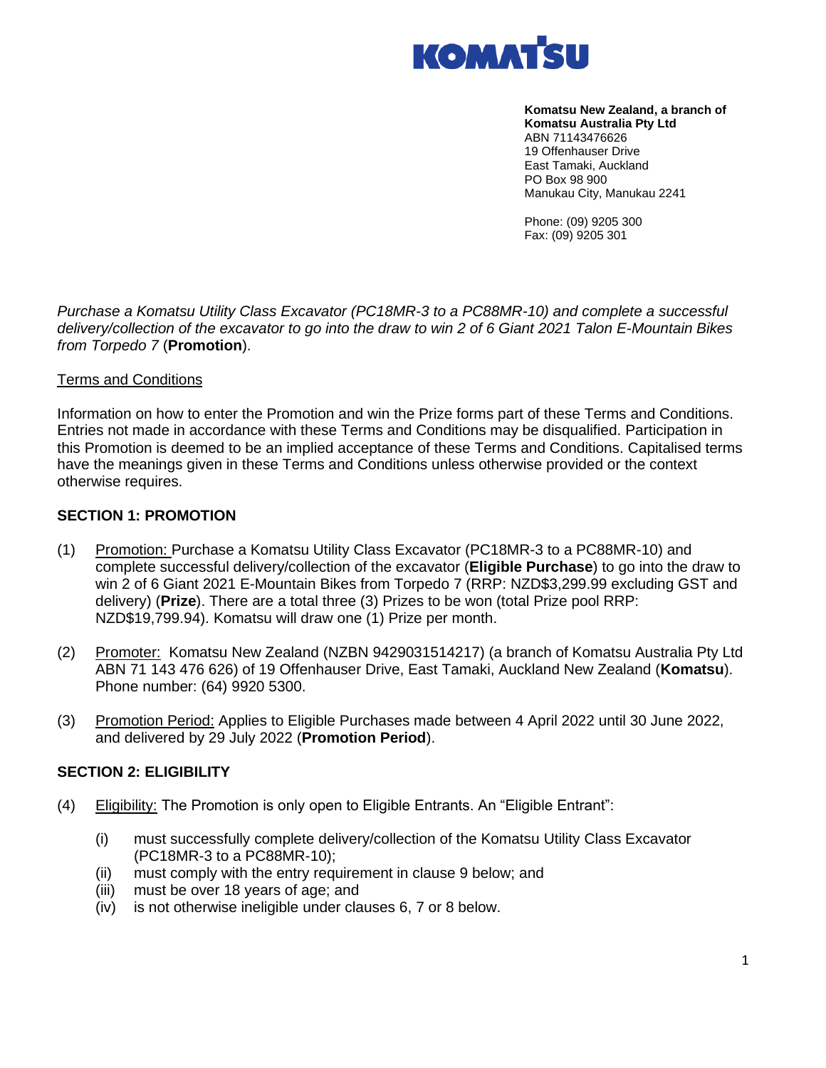**Komatsu New Zealand, a branch of Komatsu Australia Pty Ltd**
ABN 71143476626
19 Offenhauser Drive
East Tamaki, Auckland
PO Box 98 900
Manukau City, Manukau 2241

Phone: (09) 9205 300
Fax: (09) 9205 301

*Purchase a Komatsu Utility Class Excavator (PC18MR-3 to a PC88MR-10) and complete a successful delivery/collection of the excavator to go into the draw to win 2 of 6 Giant 2021 Talon E-Mountain Bikes from Torpedo 7* (**Promotion**).

<u>Terms and Conditions</u>

Information on how to enter the Promotion and win the Prize forms part of these Terms and Conditions. Entries not made in accordance with these Terms and Conditions may be disqualified. Participation in this Promotion is deemed to be an implied acceptance of these Terms and Conditions. Capitalised terms have the meanings given in these Terms and Conditions unless otherwise provided or the context otherwise requires.

**SECTION 1: PROMOTION**

(1) <u>Promotion:</u> Purchase a Komatsu Utility Class Excavator (PC18MR-3 to a PC88MR-10) and complete successful delivery/collection of the excavator (**Eligible Purchase**) to go into the draw to win 2 of 6 Giant 2021 E-Mountain Bikes from Torpedo 7 (RRP: NZD$3,299.99 excluding GST and delivery) (**Prize**). There are a total three (3) Prizes to be won (total Prize pool RRP: NZD$19,799.94). Komatsu will draw one (1) Prize per month.

(2) <u>Promoter:</u> Komatsu New Zealand (NZBN 9429031514217) (a branch of Komatsu Australia Pty Ltd ABN 71 143 476 626) of 19 Offenhauser Drive, East Tamaki, Auckland New Zealand (**Komatsu**). Phone number: (64) 9920 5300.

(3) <u>Promotion Period:</u> Applies to Eligible Purchases made between 4 April 2022 until 30 June 2022, and delivered by 29 July 2022 (**Promotion Period**).

**SECTION 2: ELIGIBILITY**

(4) <u>Eligibility:</u> The Promotion is only open to Eligible Entrants. An "Eligible Entrant":

- (i) must successfully complete delivery/collection of the Komatsu Utility Class Excavator (PC18MR-3 to a PC88MR-10);
- (ii) must comply with the entry requirement in clause 9 below; and
- (iii) must be over 18 years of age; and
- (iv) is not otherwise ineligible under clauses 6, 7 or 8 below.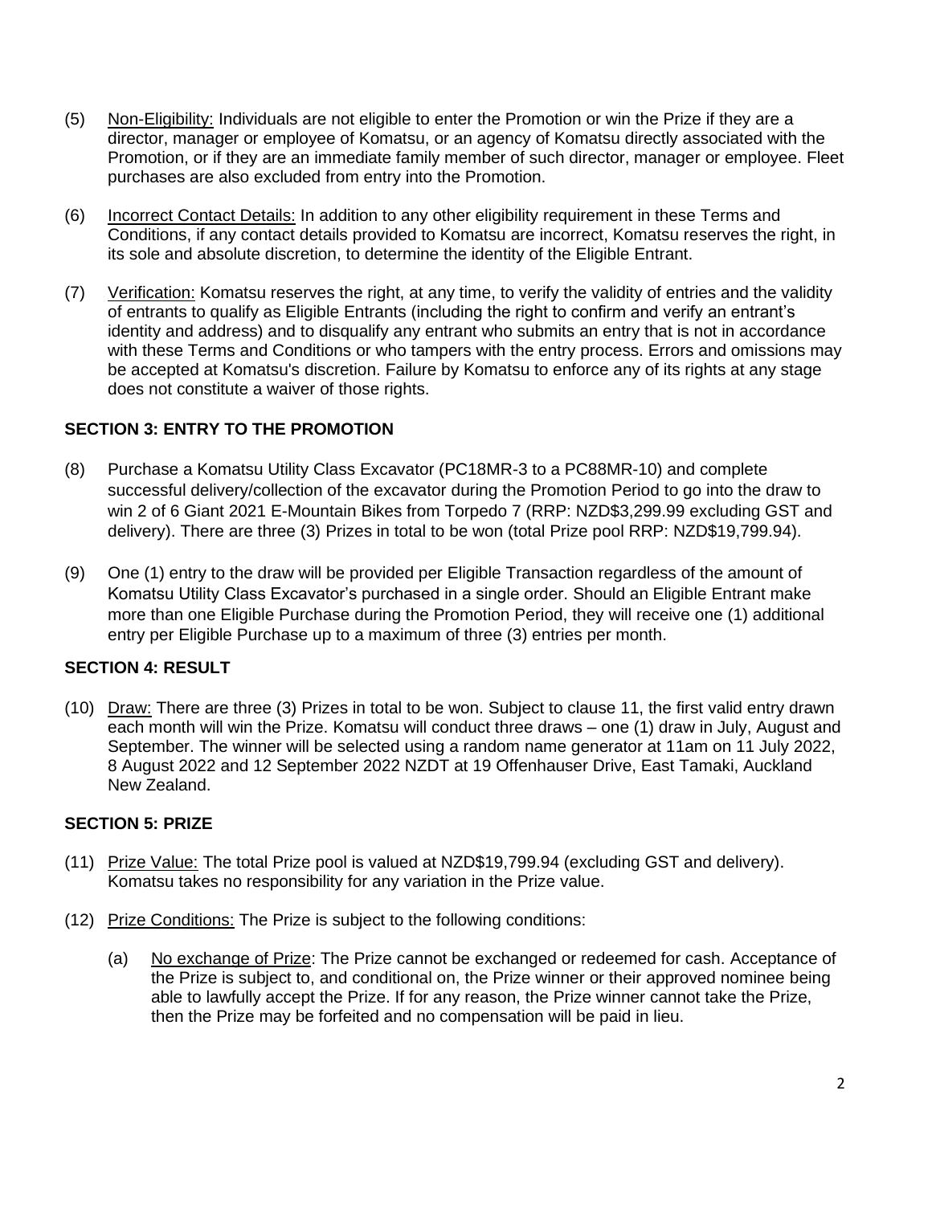(5) <u>Non-Eligibility:</u> Individuals are not eligible to enter the Promotion or win the Prize if they are a director, manager or employee of Komatsu, or an agency of Komatsu directly associated with the Promotion, or if they are an immediate family member of such director, manager or employee. Fleet purchases are also excluded from entry into the Promotion.

(6) <u>Incorrect Contact Details:</u> In addition to any other eligibility requirement in these Terms and Conditions, if any contact details provided to Komatsu are incorrect, Komatsu reserves the right, in its sole and absolute discretion, to determine the identity of the Eligible Entrant.

(7) <u>Verification:</u> Komatsu reserves the right, at any time, to verify the validity of entries and the validity of entrants to qualify as Eligible Entrants (including the right to confirm and verify an entrant's identity and address) and to disqualify any entrant who submits an entry that is not in accordance with these Terms and Conditions or who tampers with the entry process. Errors and omissions may be accepted at Komatsu's discretion. Failure by Komatsu to enforce any of its rights at any stage does not constitute a waiver of those rights.

## SECTION 3: ENTRY TO THE PROMOTION

(8) Purchase a Komatsu Utility Class Excavator (PC18MR-3 to a PC88MR-10) and complete successful delivery/collection of the excavator during the Promotion Period to go into the draw to win 2 of 6 Giant 2021 E-Mountain Bikes from Torpedo 7 (RRP: NZD$3,299.99 excluding GST and delivery). There are three (3) Prizes in total to be won (total Prize pool RRP: NZD$19,799.94).

(9) One (1) entry to the draw will be provided per Eligible Transaction regardless of the amount of Komatsu Utility Class Excavator's purchased in a single order. Should an Eligible Entrant make more than one Eligible Purchase during the Promotion Period, they will receive one (1) additional entry per Eligible Purchase up to a maximum of three (3) entries per month.

## SECTION 4: RESULT

(10) <u>Draw:</u> There are three (3) Prizes in total to be won. Subject to clause 11, the first valid entry drawn each month will win the Prize. Komatsu will conduct three draws – one (1) draw in July, August and September. The winner will be selected using a random name generator at 11am on 11 July 2022, 8 August 2022 and 12 September 2022 NZDT at 19 Offenhauser Drive, East Tamaki, Auckland New Zealand.

## SECTION 5: PRIZE

(11) <u>Prize Value:</u> The total Prize pool is valued at NZD$19,799.94 (excluding GST and delivery). Komatsu takes no responsibility for any variation in the Prize value.

(12) <u>Prize Conditions:</u> The Prize is subject to the following conditions:

   (a) <u>No exchange of Prize</u>: The Prize cannot be exchanged or redeemed for cash. Acceptance of the Prize is subject to, and conditional on, the Prize winner or their approved nominee being able to lawfully accept the Prize. If for any reason, the Prize winner cannot take the Prize, then the Prize may be forfeited and no compensation will be paid in lieu.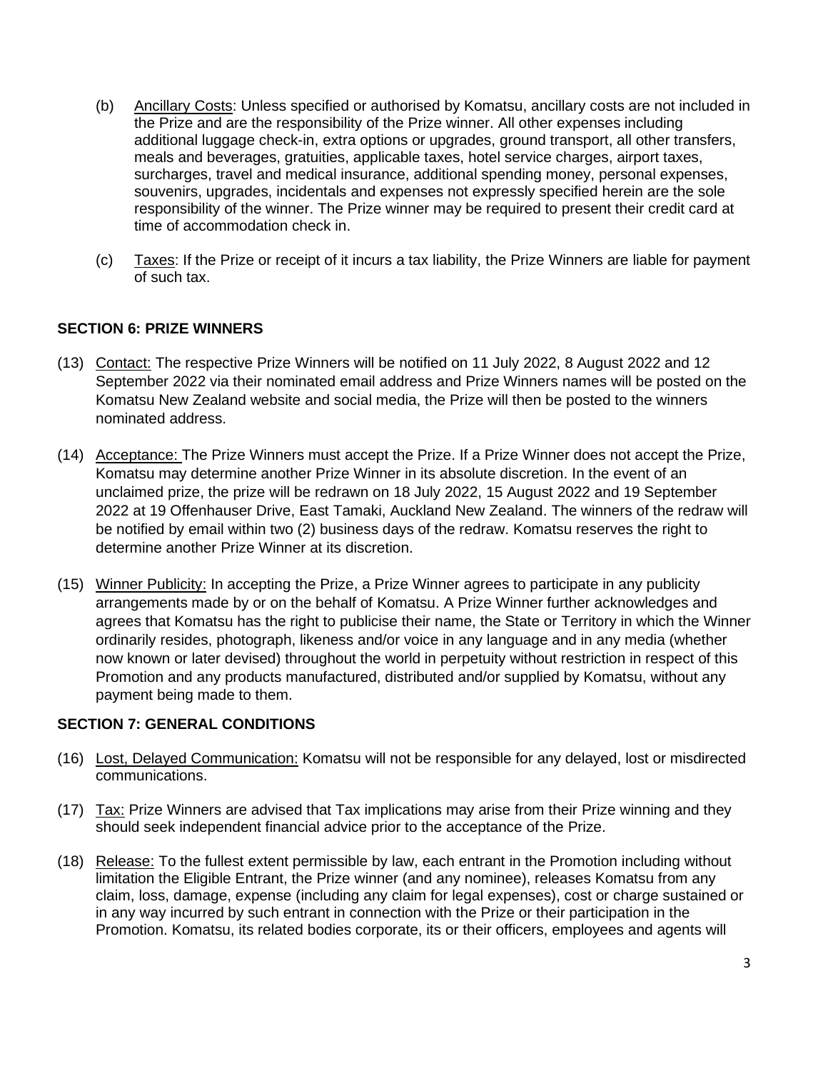(b) Ancillary Costs: Unless specified or authorised by Komatsu, ancillary costs are not included in the Prize and are the responsibility of the Prize winner. All other expenses including additional luggage check-in, extra options or upgrades, ground transport, all other transfers, meals and beverages, gratuities, applicable taxes, hotel service charges, airport taxes, surcharges, travel and medical insurance, additional spending money, personal expenses, souvenirs, upgrades, incidentals and expenses not expressly specified herein are the sole responsibility of the winner. The Prize winner may be required to present their credit card at time of accommodation check in.

(c) Taxes: If the Prize or receipt of it incurs a tax liability, the Prize Winners are liable for payment of such tax.

**SECTION 6: PRIZE WINNERS**

(13) Contact: The respective Prize Winners will be notified on 11 July 2022, 8 August 2022 and 12 September 2022 via their nominated email address and Prize Winners names will be posted on the Komatsu New Zealand website and social media, the Prize will then be posted to the winners nominated address.

(14) Acceptance: The Prize Winners must accept the Prize. If a Prize Winner does not accept the Prize, Komatsu may determine another Prize Winner in its absolute discretion. In the event of an unclaimed prize, the prize will be redrawn on 18 July 2022, 15 August 2022 and 19 September 2022 at 19 Offenhauser Drive, East Tamaki, Auckland New Zealand. The winners of the redraw will be notified by email within two (2) business days of the redraw. Komatsu reserves the right to determine another Prize Winner at its discretion.

(15) Winner Publicity: In accepting the Prize, a Prize Winner agrees to participate in any publicity arrangements made by or on the behalf of Komatsu. A Prize Winner further acknowledges and agrees that Komatsu has the right to publicise their name, the State or Territory in which the Winner ordinarily resides, photograph, likeness and/or voice in any language and in any media (whether now known or later devised) throughout the world in perpetuity without restriction in respect of this Promotion and any products manufactured, distributed and/or supplied by Komatsu, without any payment being made to them.

**SECTION 7: GENERAL CONDITIONS**

(16) Lost, Delayed Communication: Komatsu will not be responsible for any delayed, lost or misdirected communications.

(17) Tax: Prize Winners are advised that Tax implications may arise from their Prize winning and they should seek independent financial advice prior to the acceptance of the Prize.

(18) Release: To the fullest extent permissible by law, each entrant in the Promotion including without limitation the Eligible Entrant, the Prize winner (and any nominee), releases Komatsu from any claim, loss, damage, expense (including any claim for legal expenses), cost or charge sustained or in any way incurred by such entrant in connection with the Prize or their participation in the Promotion. Komatsu, its related bodies corporate, its or their officers, employees and agents will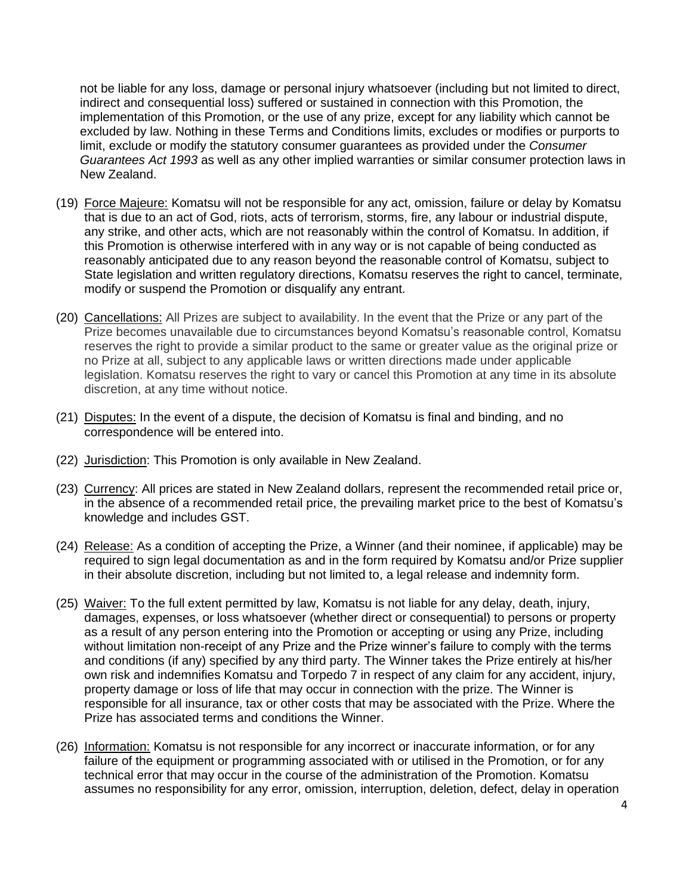not be liable for any loss, damage or personal injury whatsoever (including but not limited to direct, indirect and consequential loss) suffered or sustained in connection with this Promotion, the implementation of this Promotion, or the use of any prize, except for any liability which cannot be excluded by law. Nothing in these Terms and Conditions limits, excludes or modifies or purports to limit, exclude or modify the statutory consumer guarantees as provided under the *Consumer Guarantees Act 1993* as well as any other implied warranties or similar consumer protection laws in New Zealand.

(19) Force Majeure: Komatsu will not be responsible for any act, omission, failure or delay by Komatsu that is due to an act of God, riots, acts of terrorism, storms, fire, any labour or industrial dispute, any strike, and other acts, which are not reasonably within the control of Komatsu. In addition, if this Promotion is otherwise interfered with in any way or is not capable of being conducted as reasonably anticipated due to any reason beyond the reasonable control of Komatsu, subject to State legislation and written regulatory directions, Komatsu reserves the right to cancel, terminate, modify or suspend the Promotion or disqualify any entrant.

(20) Cancellations: All Prizes are subject to availability. In the event that the Prize or any part of the Prize becomes unavailable due to circumstances beyond Komatsu's reasonable control, Komatsu reserves the right to provide a similar product to the same or greater value as the original prize or no Prize at all, subject to any applicable laws or written directions made under applicable legislation. Komatsu reserves the right to vary or cancel this Promotion at any time in its absolute discretion, at any time without notice.

(21) Disputes: In the event of a dispute, the decision of Komatsu is final and binding, and no correspondence will be entered into.

(22) Jurisdiction: This Promotion is only available in New Zealand.

(23) Currency: All prices are stated in New Zealand dollars, represent the recommended retail price or, in the absence of a recommended retail price, the prevailing market price to the best of Komatsu's knowledge and includes GST.

(24) Release: As a condition of accepting the Prize, a Winner (and their nominee, if applicable) may be required to sign legal documentation as and in the form required by Komatsu and/or Prize supplier in their absolute discretion, including but not limited to, a legal release and indemnity form.

(25) Waiver: To the full extent permitted by law, Komatsu is not liable for any delay, death, injury, damages, expenses, or loss whatsoever (whether direct or consequential) to persons or property as a result of any person entering into the Promotion or accepting or using any Prize, including without limitation non-receipt of any Prize and the Prize winner's failure to comply with the terms and conditions (if any) specified by any third party. The Winner takes the Prize entirely at his/her own risk and indemnifies Komatsu and Torpedo 7 in respect of any claim for any accident, injury, property damage or loss of life that may occur in connection with the prize. The Winner is responsible for all insurance, tax or other costs that may be associated with the Prize. Where the Prize has associated terms and conditions the Winner.

(26) Information: Komatsu is not responsible for any incorrect or inaccurate information, or for any failure of the equipment or programming associated with or utilised in the Promotion, or for any technical error that may occur in the course of the administration of the Promotion. Komatsu assumes no responsibility for any error, omission, interruption, deletion, defect, delay in operation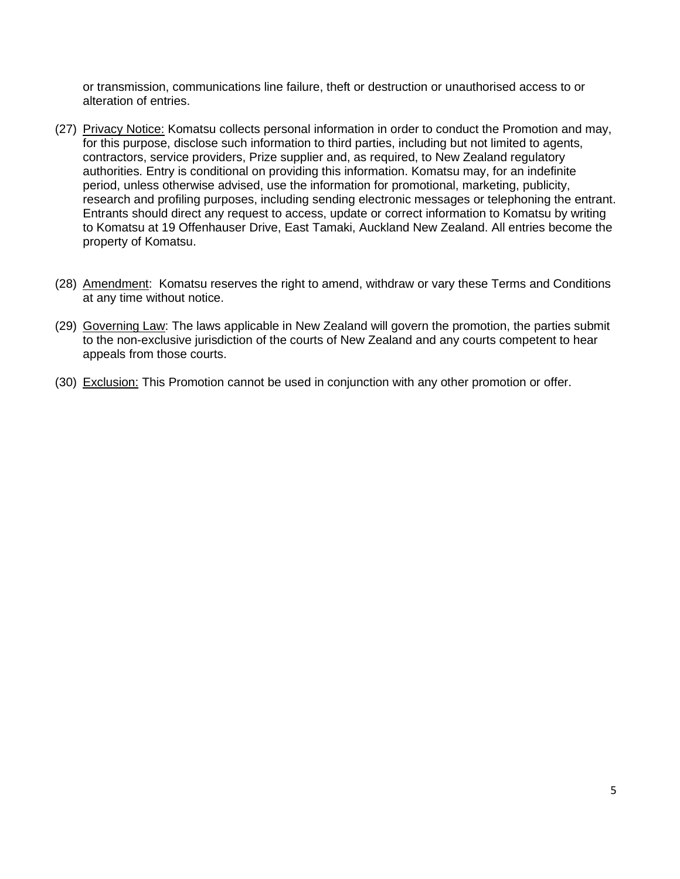or transmission, communications line failure, theft or destruction or unauthorised access to or alteration of entries.

(27) Privacy Notice: Komatsu collects personal information in order to conduct the Promotion and may, for this purpose, disclose such information to third parties, including but not limited to agents, contractors, service providers, Prize supplier and, as required, to New Zealand regulatory authorities. Entry is conditional on providing this information. Komatsu may, for an indefinite period, unless otherwise advised, use the information for promotional, marketing, publicity, research and profiling purposes, including sending electronic messages or telephoning the entrant. Entrants should direct any request to access, update or correct information to Komatsu by writing to Komatsu at 19 Offenhauser Drive, East Tamaki, Auckland New Zealand. All entries become the property of Komatsu.

(28) Amendment: Komatsu reserves the right to amend, withdraw or vary these Terms and Conditions at any time without notice.

(29) Governing Law: The laws applicable in New Zealand will govern the promotion, the parties submit to the non-exclusive jurisdiction of the courts of New Zealand and any courts competent to hear appeals from those courts.

(30) Exclusion: This Promotion cannot be used in conjunction with any other promotion or offer.